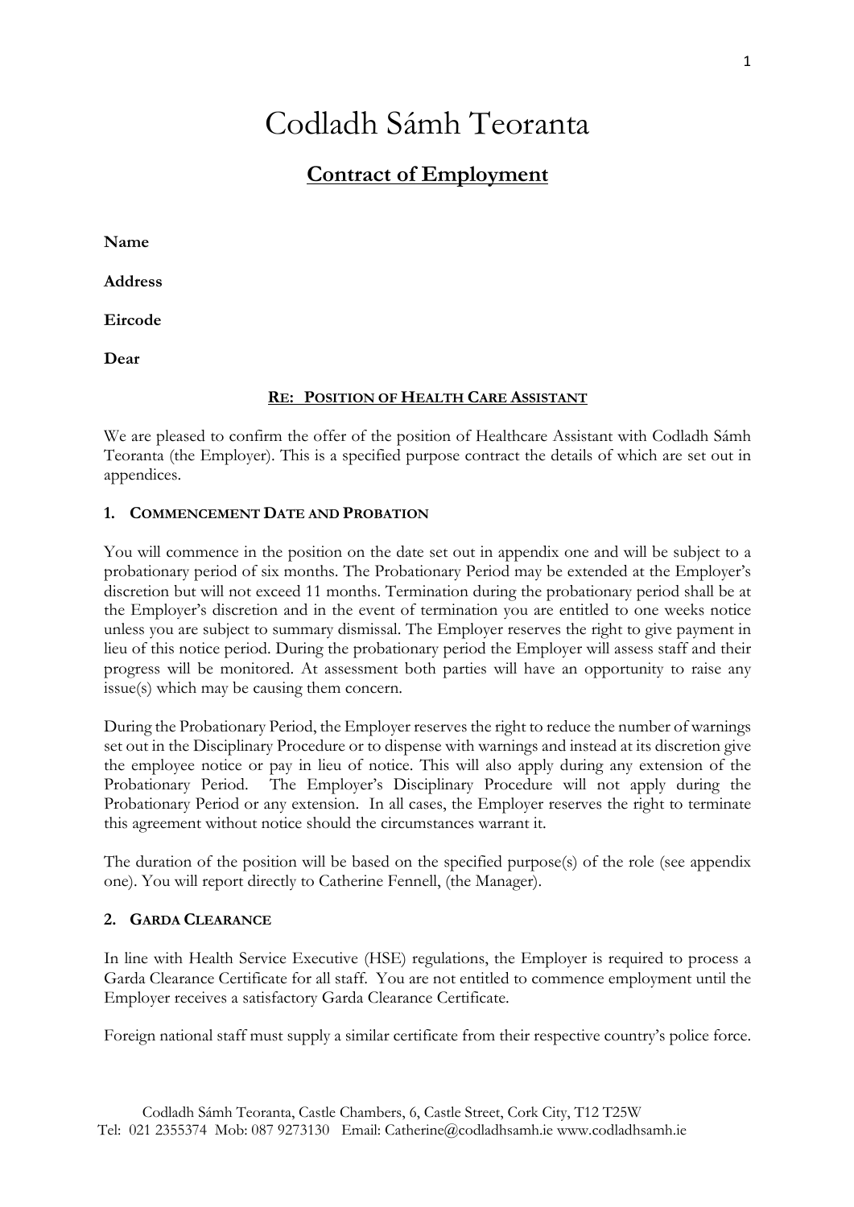# Codladh Sámh Teoranta

## Contract of Employment

**Name**

**Address**

**Eircode**

**Dear**

**RE: POSITION OF HEALTH CARE ASSISTANT**

We are pleased to confirm the offer of the position of Healthcare Assistant with Codladh Sámh Teoranta (the Employer). This is a specified purpose contract the details of which are set out in appendices.

### 1. COMMENCEMENT DATE AND PROBATION

You will commence in the position on the date set out in appendix one and will be subject to a probationary period of six months. The Probationary Period may be extended at the Employer's discretion but will not exceed 11 months. Termination during the probationary period shall be at the Employer's discretion and in the event of termination you are entitled to one weeks notice unless you are subject to summary dismissal. The Employer reserves the right to give payment in lieu of this notice period. During the probationary period the Employer will assess staff and their progress will be monitored. At assessment both parties will have an opportunity to raise any issue(s) which may be causing them concern.

During the Probationary Period, the Employer reserves the right to reduce the number of warnings set out in the Disciplinary Procedure or to dispense with warnings and instead at its discretion give the employee notice or pay in lieu of notice. This will also apply during any extension of the Probationary Period. The Employer's Disciplinary Procedure will not apply during the Probationary Period or any extension. In all cases, the Employer reserves the right to terminate this agreement without notice should the circumstances warrant it.

The duration of the position will be based on the specified purpose(s) of the role (see appendix one). You will report directly to Catherine Fennell, (the Manager).

### 2. GARDA CLEARANCE

In line with Health Service Executive (HSE) regulations, the Employer is required to process a Garda Clearance Certificate for all staff. You are not entitled to commence employment until the Employer receives a satisfactory Garda Clearance Certificate.

Foreign national staff must supply a similar certificate from their respective country's police force.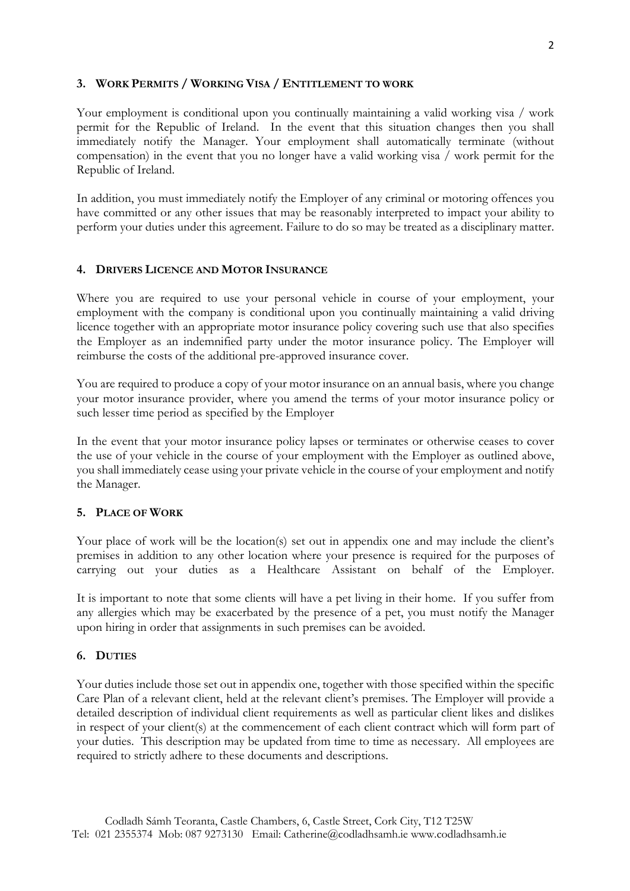### 3. Work Permits / Working Visa / Entitlement to work

Your employment is conditional upon you continually maintaining a valid working visa / work permit for the Republic of Ireland. In the event that this situation changes then you shall immediately notify the Manager. Your employment shall automatically terminate (without compensation) in the event that you no longer have a valid working visa / work permit for the Republic of Ireland.

In addition, you must immediately notify the Employer of any criminal or motoring offences you have committed or any other issues that may be reasonably interpreted to impact your ability to perform your duties under this agreement. Failure to do so may be treated as a disciplinary matter.

### 4. Drivers Licence and Motor Insurance

Where you are required to use your personal vehicle in course of your employment, your employment with the company is conditional upon you continually maintaining a valid driving licence together with an appropriate motor insurance policy covering such use that also specifies the Employer as an indemnified party under the motor insurance policy. The Employer will reimburse the costs of the additional pre-approved insurance cover.

You are required to produce a copy of your motor insurance on an annual basis, where you change your motor insurance provider, where you amend the terms of your motor insurance policy or such lesser time period as specified by the Employer

In the event that your motor insurance policy lapses or terminates or otherwise ceases to cover the use of your vehicle in the course of your employment with the Employer as outlined above, you shall immediately cease using your private vehicle in the course of your employment and notify the Manager.

### 5. Place of Work

Your place of work will be the location(s) set out in appendix one and may include the client's premises in addition to any other location where your presence is required for the purposes of carrying out your duties as a Healthcare Assistant on behalf of the Employer.

It is important to note that some clients will have a pet living in their home. If you suffer from any allergies which may be exacerbated by the presence of a pet, you must notify the Manager upon hiring in order that assignments in such premises can be avoided.

### 6. Duties

Your duties include those set out in appendix one, together with those specified within the specific Care Plan of a relevant client, held at the relevant client's premises. The Employer will provide a detailed description of individual client requirements as well as particular client likes and dislikes in respect of your client(s) at the commencement of each client contract which will form part of your duties. This description may be updated from time to time as necessary. All employees are required to strictly adhere to these documents and descriptions.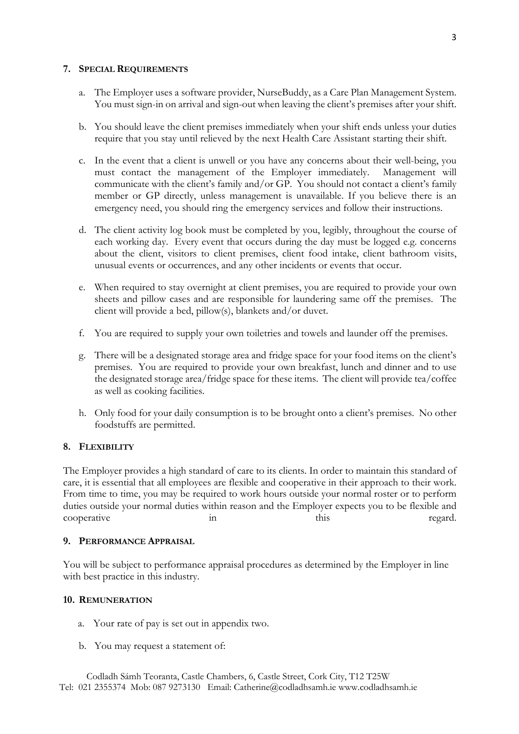## 7. Special Requirements

a. The Employer uses a software provider, NurseBuddy, as a Care Plan Management System. You must sign-in on arrival and sign-out when leaving the client's premises after your shift.

b. You should leave the client premises immediately when your shift ends unless your duties require that you stay until relieved by the next Health Care Assistant starting their shift.

c. In the event that a client is unwell or you have any concerns about their well-being, you must contact the management of the Employer immediately. Management will communicate with the client's family and/or GP. You should not contact a client's family member or GP directly, unless management is unavailable. If you believe there is an emergency need, you should ring the emergency services and follow their instructions.

d. The client activity log book must be completed by you, legibly, throughout the course of each working day. Every event that occurs during the day must be logged e.g. concerns about the client, visitors to client premises, client food intake, client bathroom visits, unusual events or occurrences, and any other incidents or events that occur.

e. When required to stay overnight at client premises, you are required to provide your own sheets and pillow cases and are responsible for laundering same off the premises. The client will provide a bed, pillow(s), blankets and/or duvet.

f. You are required to supply your own toiletries and towels and launder off the premises.

g. There will be a designated storage area and fridge space for your food items on the client's premises. You are required to provide your own breakfast, lunch and dinner and to use the designated storage area/fridge space for these items. The client will provide tea/coffee as well as cooking facilities.

h. Only food for your daily consumption is to be brought onto a client's premises. No other foodstuffs are permitted.

## 8. Flexibility

The Employer provides a high standard of care to its clients. In order to maintain this standard of care, it is essential that all employees are flexible and cooperative in their approach to their work. From time to time, you may be required to work hours outside your normal roster or to perform duties outside your normal duties within reason and the Employer expects you to be flexible and cooperative in this regard.

## 9. Performance Appraisal

You will be subject to performance appraisal procedures as determined by the Employer in line with best practice in this industry.

## 10. Remuneration

a. Your rate of pay is set out in appendix two.

b. You may request a statement of:

Codladh Sámh Teoranta, Castle Chambers, 6, Castle Street, Cork City, T12 T25W
Tel: 021 2355374 Mob: 087 9273130 Email: Catherine@codladhsamh.ie www.codladhsamh.ie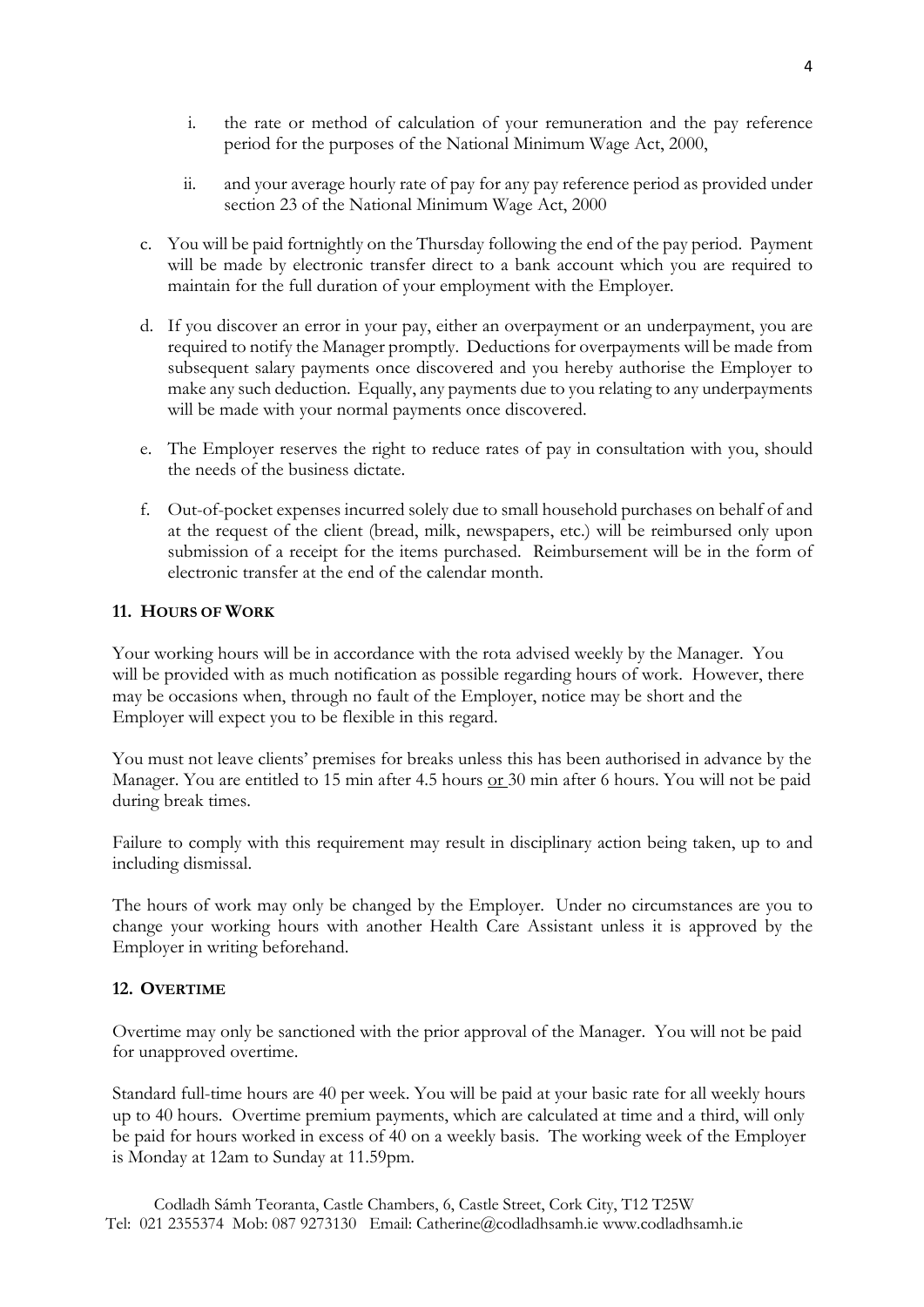i. the rate or method of calculation of your remuneration and the pay reference period for the purposes of the National Minimum Wage Act, 2000,

   ii. and your average hourly rate of pay for any pay reference period as provided under section 23 of the National Minimum Wage Act, 2000

c. You will be paid fortnightly on the Thursday following the end of the pay period. Payment will be made by electronic transfer direct to a bank account which you are required to maintain for the full duration of your employment with the Employer.

d. If you discover an error in your pay, either an overpayment or an underpayment, you are required to notify the Manager promptly. Deductions for overpayments will be made from subsequent salary payments once discovered and you hereby authorise the Employer to make any such deduction. Equally, any payments due to you relating to any underpayments will be made with your normal payments once discovered.

e. The Employer reserves the right to reduce rates of pay in consultation with you, should the needs of the business dictate.

f. Out-of-pocket expenses incurred solely due to small household purchases on behalf of and at the request of the client (bread, milk, newspapers, etc.) will be reimbursed only upon submission of a receipt for the items purchased. Reimbursement will be in the form of electronic transfer at the end of the calendar month.

## 11. Hours of Work

Your working hours will be in accordance with the rota advised weekly by the Manager. You will be provided with as much notification as possible regarding hours of work. However, there may be occasions when, through no fault of the Employer, notice may be short and the Employer will expect you to be flexible in this regard.

You must not leave clients' premises for breaks unless this has been authorised in advance by the Manager. You are entitled to 15 min after 4.5 hours <u>or</u> 30 min after 6 hours. You will not be paid during break times.

Failure to comply with this requirement may result in disciplinary action being taken, up to and including dismissal.

The hours of work may only be changed by the Employer. Under no circumstances are you to change your working hours with another Health Care Assistant unless it is approved by the Employer in writing beforehand.

## 12. Overtime

Overtime may only be sanctioned with the prior approval of the Manager. You will not be paid for unapproved overtime.

Standard full-time hours are 40 per week. You will be paid at your basic rate for all weekly hours up to 40 hours. Overtime premium payments, which are calculated at time and a third, will only be paid for hours worked in excess of 40 on a weekly basis. The working week of the Employer is Monday at 12am to Sunday at 11.59pm.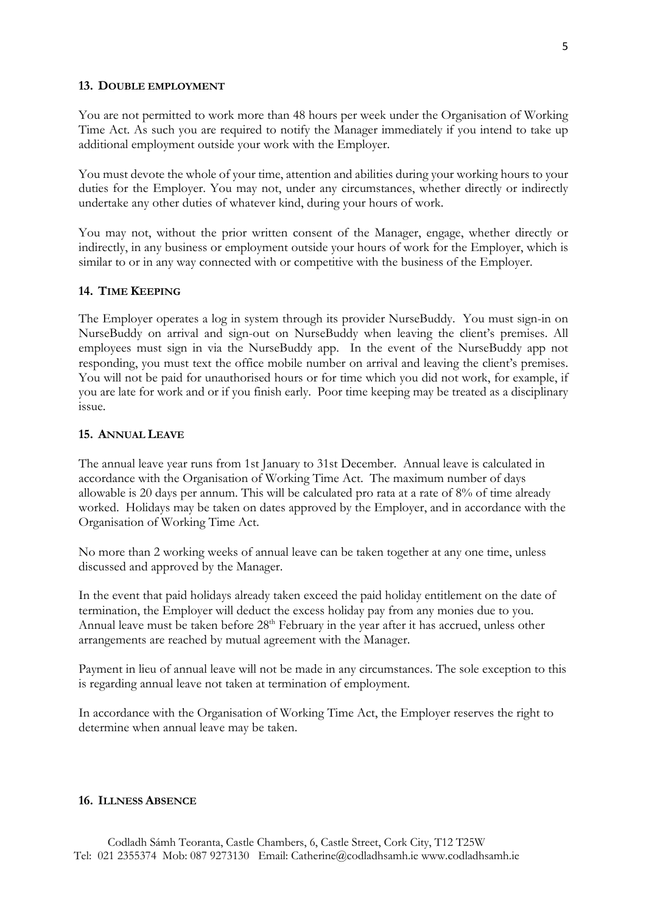## 13. DOUBLE EMPLOYMENT

You are not permitted to work more than 48 hours per week under the Organisation of Working Time Act. As such you are required to notify the Manager immediately if you intend to take up additional employment outside your work with the Employer.

You must devote the whole of your time, attention and abilities during your working hours to your duties for the Employer. You may not, under any circumstances, whether directly or indirectly undertake any other duties of whatever kind, during your hours of work.

You may not, without the prior written consent of the Manager, engage, whether directly or indirectly, in any business or employment outside your hours of work for the Employer, which is similar to or in any way connected with or competitive with the business of the Employer.

## 14. TIME KEEPING

The Employer operates a log in system through its provider NurseBuddy. You must sign-in on NurseBuddy on arrival and sign-out on NurseBuddy when leaving the client's premises. All employees must sign in via the NurseBuddy app. In the event of the NurseBuddy app not responding, you must text the office mobile number on arrival and leaving the client's premises. You will not be paid for unauthorised hours or for time which you did not work, for example, if you are late for work and or if you finish early. Poor time keeping may be treated as a disciplinary issue.

## 15. ANNUAL LEAVE

The annual leave year runs from 1st January to 31st December. Annual leave is calculated in accordance with the Organisation of Working Time Act. The maximum number of days allowable is 20 days per annum. This will be calculated pro rata at a rate of 8% of time already worked. Holidays may be taken on dates approved by the Employer, and in accordance with the Organisation of Working Time Act.

No more than 2 working weeks of annual leave can be taken together at any one time, unless discussed and approved by the Manager.

In the event that paid holidays already taken exceed the paid holiday entitlement on the date of termination, the Employer will deduct the excess holiday pay from any monies due to you. Annual leave must be taken before 28th February in the year after it has accrued, unless other arrangements are reached by mutual agreement with the Manager.

Payment in lieu of annual leave will not be made in any circumstances. The sole exception to this is regarding annual leave not taken at termination of employment.

In accordance with the Organisation of Working Time Act, the Employer reserves the right to determine when annual leave may be taken.

## 16. ILLNESS ABSENCE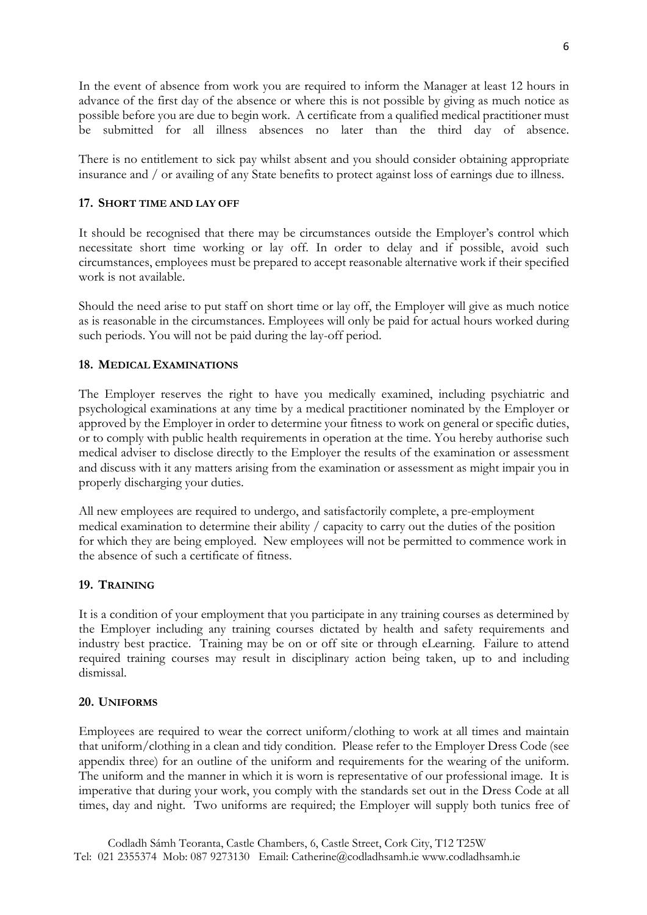In the event of absence from work you are required to inform the Manager at least 12 hours in advance of the first day of the absence or where this is not possible by giving as much notice as possible before you are due to begin work. A certificate from a qualified medical practitioner must be submitted for all illness absences no later than the third day of absence.

There is no entitlement to sick pay whilst absent and you should consider obtaining appropriate insurance and / or availing of any State benefits to protect against loss of earnings due to illness.

### 17. Short time and lay off

It should be recognised that there may be circumstances outside the Employer's control which necessitate short time working or lay off. In order to delay and if possible, avoid such circumstances, employees must be prepared to accept reasonable alternative work if their specified work is not available.

Should the need arise to put staff on short time or lay off, the Employer will give as much notice as is reasonable in the circumstances. Employees will only be paid for actual hours worked during such periods. You will not be paid during the lay-off period.

### 18. Medical Examinations

The Employer reserves the right to have you medically examined, including psychiatric and psychological examinations at any time by a medical practitioner nominated by the Employer or approved by the Employer in order to determine your fitness to work on general or specific duties, or to comply with public health requirements in operation at the time. You hereby authorise such medical adviser to disclose directly to the Employer the results of the examination or assessment and discuss with it any matters arising from the examination or assessment as might impair you in properly discharging your duties.

All new employees are required to undergo, and satisfactorily complete, a pre-employment medical examination to determine their ability / capacity to carry out the duties of the position for which they are being employed. New employees will not be permitted to commence work in the absence of such a certificate of fitness.

### 19. Training

It is a condition of your employment that you participate in any training courses as determined by the Employer including any training courses dictated by health and safety requirements and industry best practice. Training may be on or off site or through eLearning. Failure to attend required training courses may result in disciplinary action being taken, up to and including dismissal.

### 20. Uniforms

Employees are required to wear the correct uniform/clothing to work at all times and maintain that uniform/clothing in a clean and tidy condition. Please refer to the Employer Dress Code (see appendix three) for an outline of the uniform and requirements for the wearing of the uniform. The uniform and the manner in which it is worn is representative of our professional image. It is imperative that during your work, you comply with the standards set out in the Dress Code at all times, day and night. Two uniforms are required; the Employer will supply both tunics free of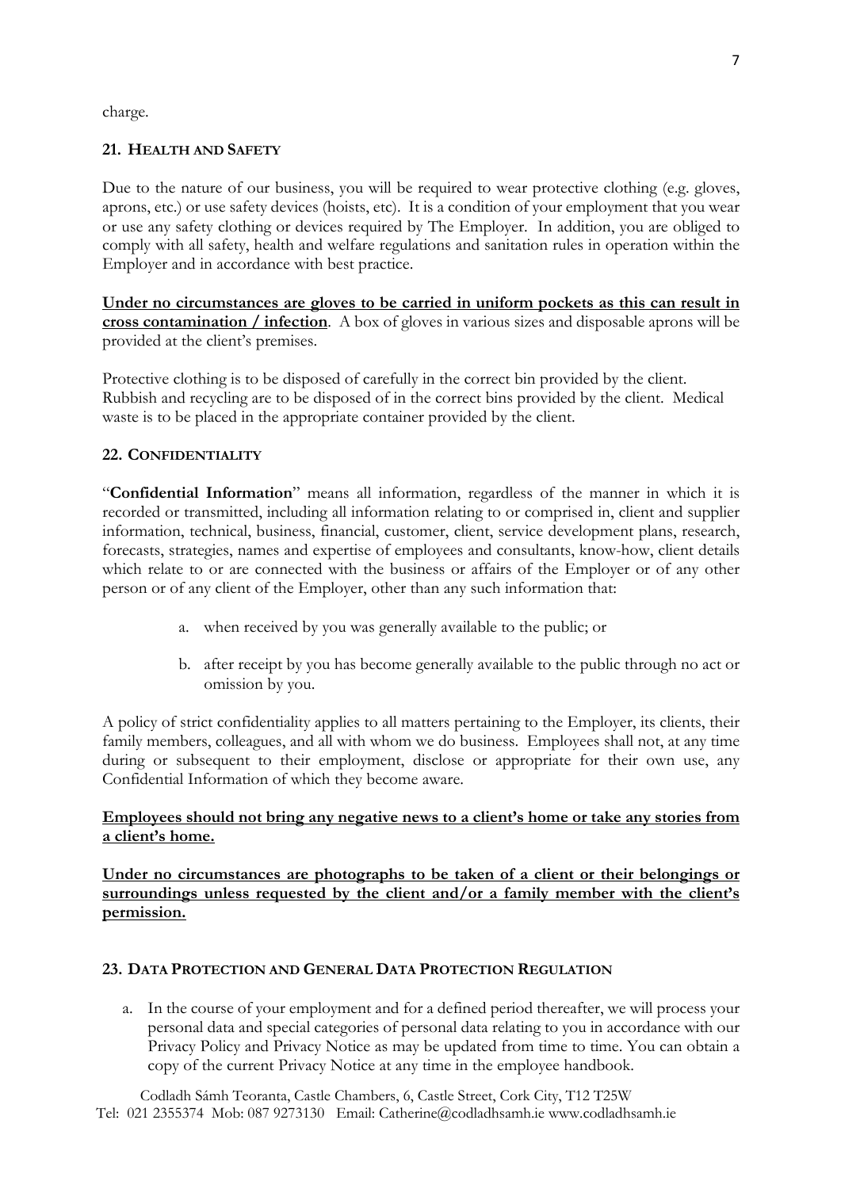charge.

## 21. HEALTH AND SAFETY

Due to the nature of our business, you will be required to wear protective clothing (e.g. gloves, aprons, etc.) or use safety devices (hoists, etc). It is a condition of your employment that you wear or use any safety clothing or devices required by The Employer. In addition, you are obliged to comply with all safety, health and welfare regulations and sanitation rules in operation within the Employer and in accordance with best practice.

**<u>Under no circumstances are gloves to be carried in uniform pockets as this can result in cross contamination / infection</u>**. A box of gloves in various sizes and disposable aprons will be provided at the client's premises.

Protective clothing is to be disposed of carefully in the correct bin provided by the client. Rubbish and recycling are to be disposed of in the correct bins provided by the client. Medical waste is to be placed in the appropriate container provided by the client.

## 22. CONFIDENTIALITY

"**Confidential Information**" means all information, regardless of the manner in which it is recorded or transmitted, including all information relating to or comprised in, client and supplier information, technical, business, financial, customer, client, service development plans, research, forecasts, strategies, names and expertise of employees and consultants, know-how, client details which relate to or are connected with the business or affairs of the Employer or of any other person or of any client of the Employer, other than any such information that:

a. when received by you was generally available to the public; or

b. after receipt by you has become generally available to the public through no act or omission by you.

A policy of strict confidentiality applies to all matters pertaining to the Employer, its clients, their family members, colleagues, and all with whom we do business. Employees shall not, at any time during or subsequent to their employment, disclose or appropriate for their own use, any Confidential Information of which they become aware.

**<u>Employees should not bring any negative news to a client's home or take any stories from a client's home.</u>**

**<u>Under no circumstances are photographs to be taken of a client or their belongings or surroundings unless requested by the client and/or a family member with the client's permission.</u>**

## 23. DATA PROTECTION AND GENERAL DATA PROTECTION REGULATION

a. In the course of your employment and for a defined period thereafter, we will process your personal data and special categories of personal data relating to you in accordance with our Privacy Policy and Privacy Notice as may be updated from time to time. You can obtain a copy of the current Privacy Notice at any time in the employee handbook.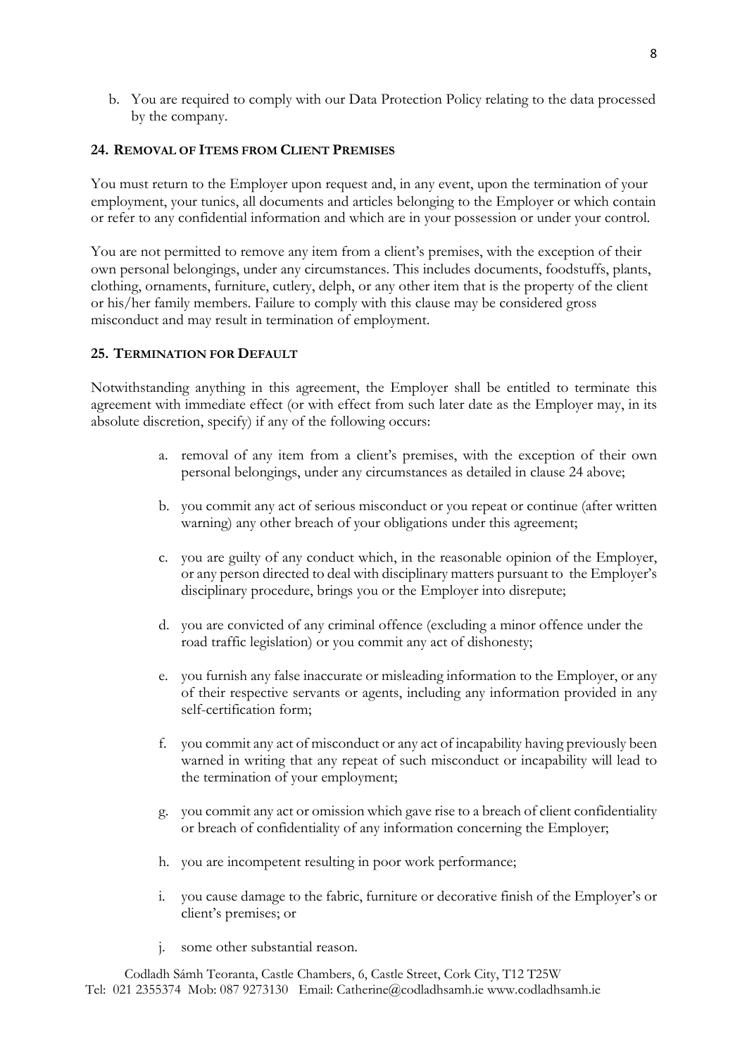b. You are required to comply with our Data Protection Policy relating to the data processed by the company.

## 24. Removal of Items from Client Premises

You must return to the Employer upon request and, in any event, upon the termination of your employment, your tunics, all documents and articles belonging to the Employer or which contain or refer to any confidential information and which are in your possession or under your control.

You are not permitted to remove any item from a client's premises, with the exception of their own personal belongings, under any circumstances. This includes documents, foodstuffs, plants, clothing, ornaments, furniture, cutlery, delph, or any other item that is the property of the client or his/her family members. Failure to comply with this clause may be considered gross misconduct and may result in termination of employment.

## 25. Termination for Default

Notwithstanding anything in this agreement, the Employer shall be entitled to terminate this agreement with immediate effect (or with effect from such later date as the Employer may, in its absolute discretion, specify) if any of the following occurs:

a. removal of any item from a client's premises, with the exception of their own personal belongings, under any circumstances as detailed in clause 24 above;

b. you commit any act of serious misconduct or you repeat or continue (after written warning) any other breach of your obligations under this agreement;

c. you are guilty of any conduct which, in the reasonable opinion of the Employer, or any person directed to deal with disciplinary matters pursuant to the Employer's disciplinary procedure, brings you or the Employer into disrepute;

d. you are convicted of any criminal offence (excluding a minor offence under the road traffic legislation) or you commit any act of dishonesty;

e. you furnish any false inaccurate or misleading information to the Employer, or any of their respective servants or agents, including any information provided in any self-certification form;

f. you commit any act of misconduct or any act of incapability having previously been warned in writing that any repeat of such misconduct or incapability will lead to the termination of your employment;

g. you commit any act or omission which gave rise to a breach of client confidentiality or breach of confidentiality of any information concerning the Employer;

h. you are incompetent resulting in poor work performance;

i. you cause damage to the fabric, furniture or decorative finish of the Employer's or client's premises; or

j. some other substantial reason.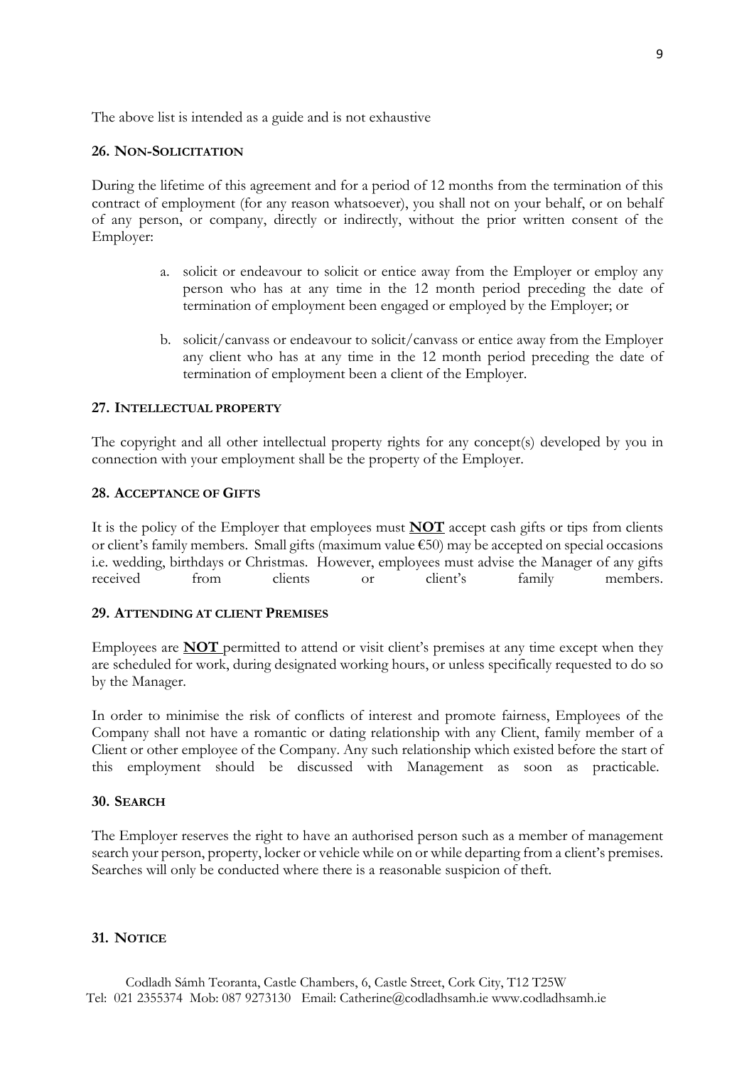The above list is intended as a guide and is not exhaustive

## 26. Non-Solicitation

During the lifetime of this agreement and for a period of 12 months from the termination of this contract of employment (for any reason whatsoever), you shall not on your behalf, or on behalf of any person, or company, directly or indirectly, without the prior written consent of the Employer:

a. solicit or endeavour to solicit or entice away from the Employer or employ any person who has at any time in the 12 month period preceding the date of termination of employment been engaged or employed by the Employer; or

b. solicit/canvass or endeavour to solicit/canvass or entice away from the Employer any client who has at any time in the 12 month period preceding the date of termination of employment been a client of the Employer.

## 27. Intellectual property

The copyright and all other intellectual property rights for any concept(s) developed by you in connection with your employment shall be the property of the Employer.

## 28. Acceptance of Gifts

It is the policy of the Employer that employees must **NOT** accept cash gifts or tips from clients or client's family members. Small gifts (maximum value €50) may be accepted on special occasions i.e. wedding, birthdays or Christmas. However, employees must advise the Manager of any gifts received from clients or client's family members.

## 29. Attending at client Premises

Employees are **NOT** permitted to attend or visit client's premises at any time except when they are scheduled for work, during designated working hours, or unless specifically requested to do so by the Manager.

In order to minimise the risk of conflicts of interest and promote fairness, Employees of the Company shall not have a romantic or dating relationship with any Client, family member of a Client or other employee of the Company. Any such relationship which existed before the start of this employment should be discussed with Management as soon as practicable.

## 30. Search

The Employer reserves the right to have an authorised person such as a member of management search your person, property, locker or vehicle while on or while departing from a client's premises. Searches will only be conducted where there is a reasonable suspicion of theft.

## 31. Notice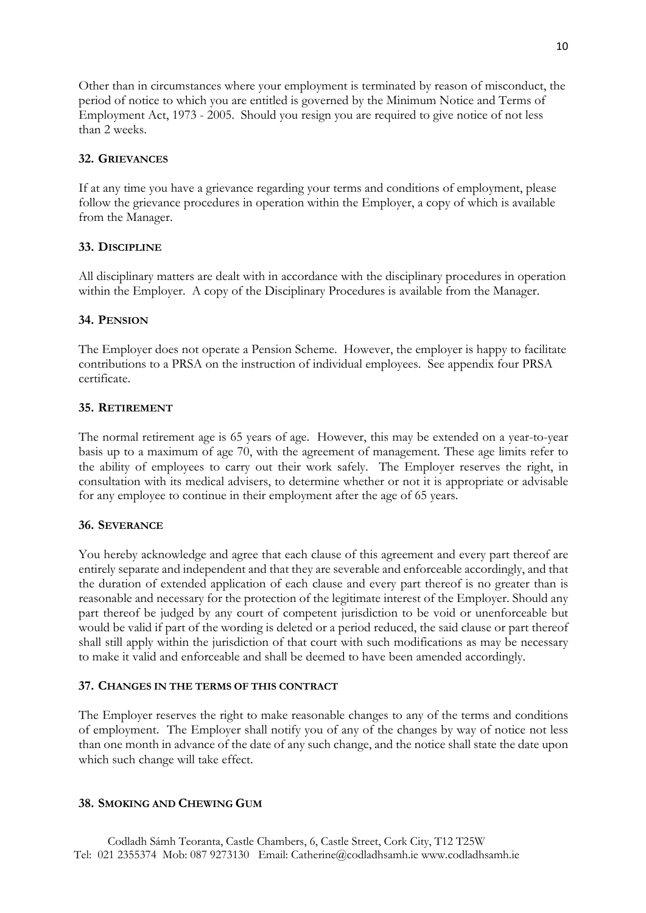Other than in circumstances where your employment is terminated by reason of misconduct, the period of notice to which you are entitled is governed by the Minimum Notice and Terms of Employment Act, 1973 - 2005. Should you resign you are required to give notice of not less than 2 weeks.

### 32. Grievances

If at any time you have a grievance regarding your terms and conditions of employment, please follow the grievance procedures in operation within the Employer, a copy of which is available from the Manager.

### 33. Discipline

All disciplinary matters are dealt with in accordance with the disciplinary procedures in operation within the Employer. A copy of the Disciplinary Procedures is available from the Manager.

### 34. Pension

The Employer does not operate a Pension Scheme. However, the employer is happy to facilitate contributions to a PRSA on the instruction of individual employees. See appendix four PRSA certificate.

### 35. Retirement

The normal retirement age is 65 years of age. However, this may be extended on a year-to-year basis up to a maximum of age 70, with the agreement of management. These age limits refer to the ability of employees to carry out their work safely. The Employer reserves the right, in consultation with its medical advisers, to determine whether or not it is appropriate or advisable for any employee to continue in their employment after the age of 65 years.

### 36. Severance

You hereby acknowledge and agree that each clause of this agreement and every part thereof are entirely separate and independent and that they are severable and enforceable accordingly, and that the duration of extended application of each clause and every part thereof is no greater than is reasonable and necessary for the protection of the legitimate interest of the Employer. Should any part thereof be judged by any court of competent jurisdiction to be void or unenforceable but would be valid if part of the wording is deleted or a period reduced, the said clause or part thereof shall still apply within the jurisdiction of that court with such modifications as may be necessary to make it valid and enforceable and shall be deemed to have been amended accordingly.

### 37. Changes in the terms of this contract

The Employer reserves the right to make reasonable changes to any of the terms and conditions of employment. The Employer shall notify you of any of the changes by way of notice not less than one month in advance of the date of any such change, and the notice shall state the date upon which such change will take effect.

### 38. Smoking and Chewing Gum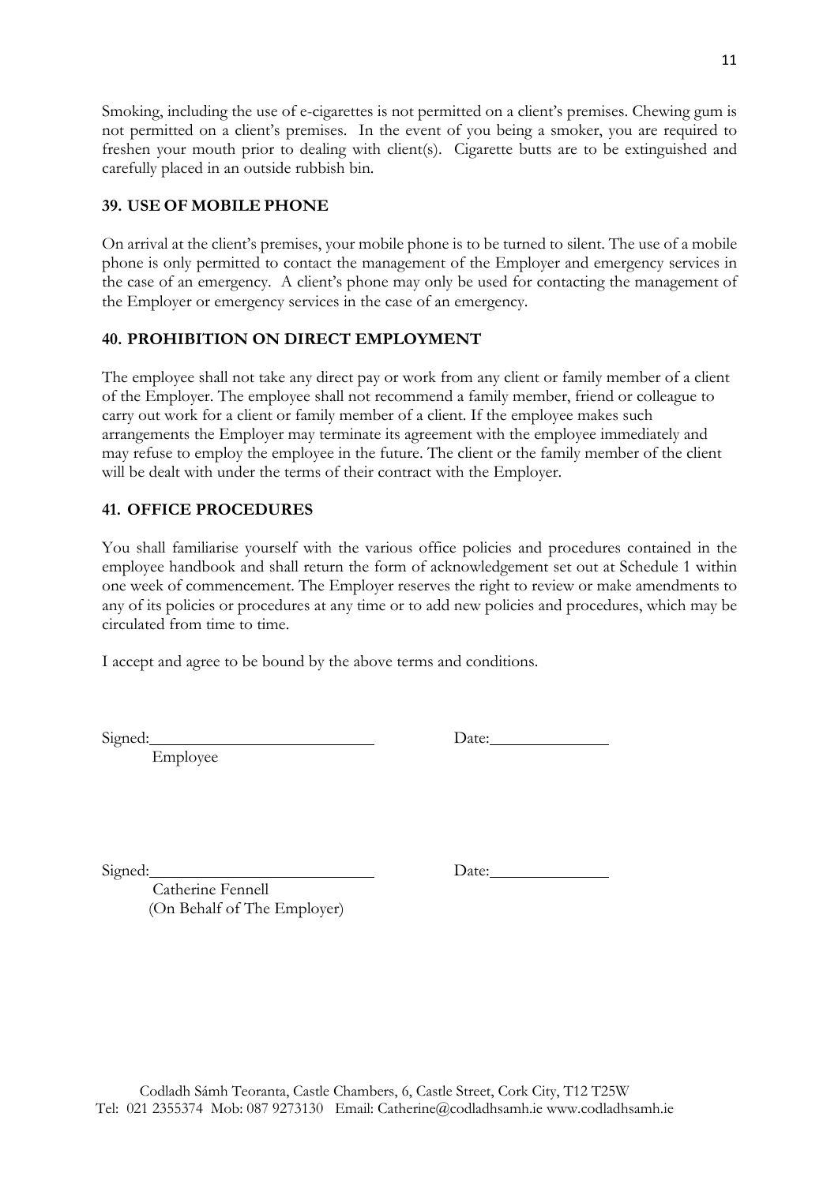Smoking, including the use of e-cigarettes is not permitted on a client's premises. Chewing gum is not permitted on a client's premises. In the event of you being a smoker, you are required to freshen your mouth prior to dealing with client(s). Cigarette butts are to be extinguished and carefully placed in an outside rubbish bin.

## 39. USE OF MOBILE PHONE

On arrival at the client's premises, your mobile phone is to be turned to silent. The use of a mobile phone is only permitted to contact the management of the Employer and emergency services in the case of an emergency. A client's phone may only be used for contacting the management of the Employer or emergency services in the case of an emergency.

## 40. PROHIBITION ON DIRECT EMPLOYMENT

The employee shall not take any direct pay or work from any client or family member of a client of the Employer. The employee shall not recommend a family member, friend or colleague to carry out work for a client or family member of a client. If the employee makes such arrangements the Employer may terminate its agreement with the employee immediately and may refuse to employ the employee in the future. The client or the family member of the client will be dealt with under the terms of their contract with the Employer.

## 41. OFFICE PROCEDURES

You shall familiarise yourself with the various office policies and procedures contained in the employee handbook and shall return the form of acknowledgement set out at Schedule 1 within one week of commencement. The Employer reserves the right to review or make amendments to any of its policies or procedures at any time or to add new policies and procedures, which may be circulated from time to time.

I accept and agree to be bound by the above terms and conditions.

Signed:\_\_\_\_\_\_\_\_\_\_\_\_\_\_\_\_\_\_\_\_\_\_\_\_\_\_ Date:\_\_\_\_\_\_\_\_\_\_\_\_\_\_

Employee

Signed:\_\_\_\_\_\_\_\_\_\_\_\_\_\_\_\_\_\_\_\_\_\_\_\_\_\_ Date:\_\_\_\_\_\_\_\_\_\_\_\_\_\_

Catherine Fennell
(On Behalf of The Employer)

Codladh Sámh Teoranta, Castle Chambers, 6, Castle Street, Cork City, T12 T25W
Tel: 021 2355374 Mob: 087 9273130 Email: Catherine@codladhsamh.ie www.codladhsamh.ie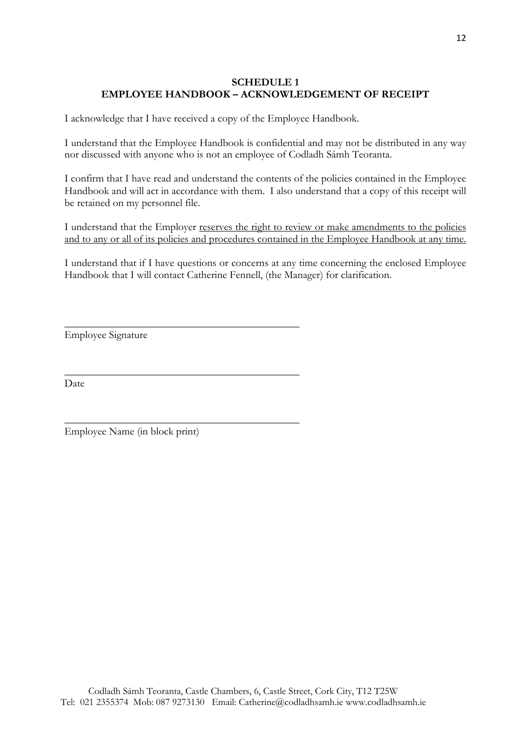**SCHEDULE 1**
**EMPLOYEE HANDBOOK – ACKNOWLEDGEMENT OF RECEIPT**

I acknowledge that I have received a copy of the Employee Handbook.

I understand that the Employee Handbook is confidential and may not be distributed in any way nor discussed with anyone who is not an employee of Codladh Sámh Teoranta.

I confirm that I have read and understand the contents of the policies contained in the Employee Handbook and will act in accordance with them. I also understand that a copy of this receipt will be retained on my personnel file.

I understand that the Employer <u>reserves the right to review or make amendments to the policies and to any or all of its policies and procedures contained in the Employee Handbook at any time.</u>

I understand that if I have questions or concerns at any time concerning the enclosed Employee Handbook that I will contact Catherine Fennell, (the Manager) for clarification.

_____________________________________________
Employee Signature

_____________________________________________
Date

_____________________________________________
Employee Name (in block print)

Codladh Sámh Teoranta, Castle Chambers, 6, Castle Street, Cork City, T12 T25W
Tel: 021 2355374 Mob: 087 9273130 Email: Catherine@codladhsamh.ie www.codladhsamh.ie